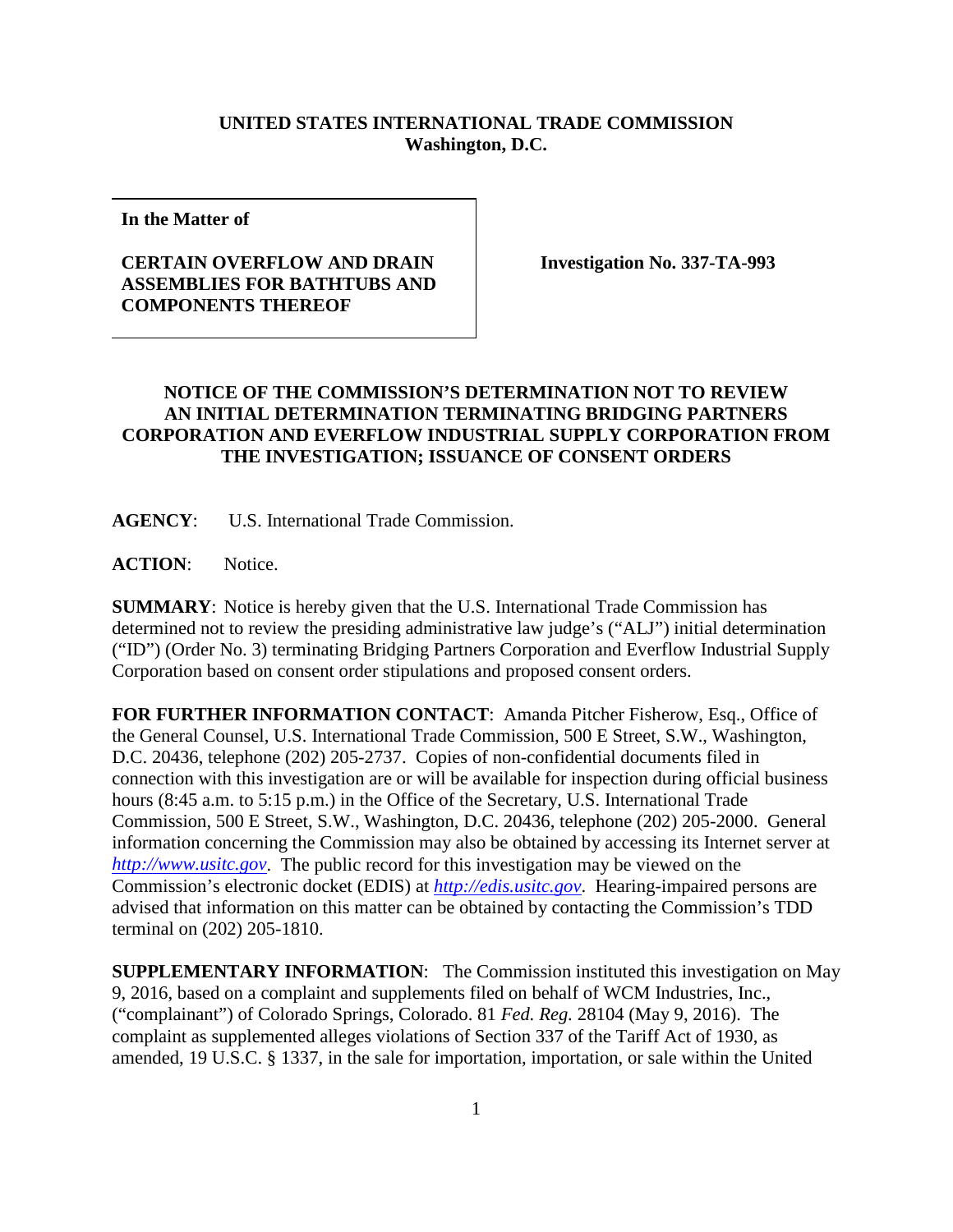**UNITED STATES INTERNATIONAL TRADE COMMISSION**
**Washington, D.C.**

| **In the Matter of**<br><br>**CERTAIN OVERFLOW AND DRAIN ASSEMBLIES FOR BATHTUBS AND COMPONENTS THEREOF** | **Investigation No. 337-TA-993** |
|---|---|

**NOTICE OF THE COMMISSION'S DETERMINATION NOT TO REVIEW AN INITIAL DETERMINATION TERMINATING BRIDGING PARTNERS CORPORATION AND EVERFLOW INDUSTRIAL SUPPLY CORPORATION FROM THE INVESTIGATION; ISSUANCE OF CONSENT ORDERS**

**AGENCY**: U.S. International Trade Commission.

**ACTION**: Notice.

**SUMMARY**: Notice is hereby given that the U.S. International Trade Commission has determined not to review the presiding administrative law judge's ("ALJ") initial determination ("ID") (Order No. 3) terminating Bridging Partners Corporation and Everflow Industrial Supply Corporation based on consent order stipulations and proposed consent orders.

**FOR FURTHER INFORMATION CONTACT**: Amanda Pitcher Fisherow, Esq., Office of the General Counsel, U.S. International Trade Commission, 500 E Street, S.W., Washington, D.C. 20436, telephone (202) 205-2737. Copies of non-confidential documents filed in connection with this investigation are or will be available for inspection during official business hours (8:45 a.m. to 5:15 p.m.) in the Office of the Secretary, U.S. International Trade Commission, 500 E Street, S.W., Washington, D.C. 20436, telephone (202) 205-2000. General information concerning the Commission may also be obtained by accessing its Internet server at *http://www.usitc.gov*. The public record for this investigation may be viewed on the Commission's electronic docket (EDIS) at *http://edis.usitc.gov*. Hearing-impaired persons are advised that information on this matter can be obtained by contacting the Commission's TDD terminal on (202) 205-1810.

**SUPPLEMENTARY INFORMATION**: The Commission instituted this investigation on May 9, 2016, based on a complaint and supplements filed on behalf of WCM Industries, Inc., ("complainant") of Colorado Springs, Colorado. 81 *Fed. Reg.* 28104 (May 9, 2016). The complaint as supplemented alleges violations of Section 337 of the Tariff Act of 1930, as amended, 19 U.S.C. § 1337, in the sale for importation, importation, or sale within the United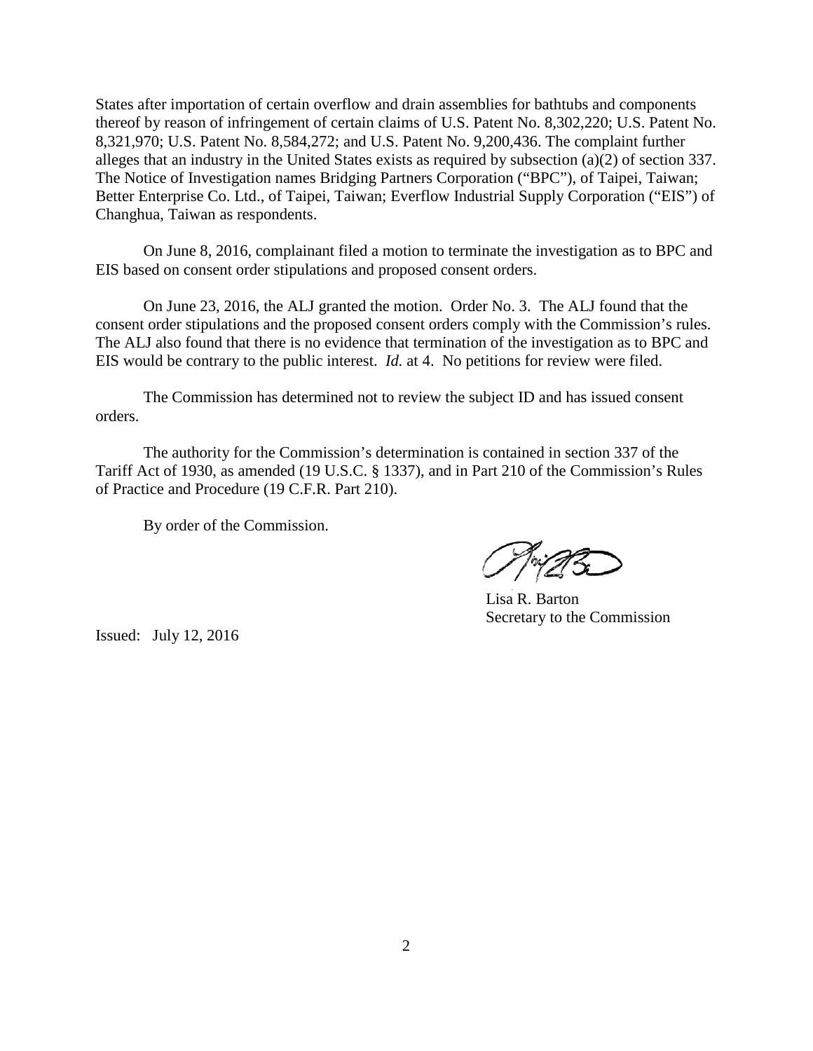States after importation of certain overflow and drain assemblies for bathtubs and components thereof by reason of infringement of certain claims of U.S. Patent No. 8,302,220; U.S. Patent No. 8,321,970; U.S. Patent No. 8,584,272; and U.S. Patent No. 9,200,436. The complaint further alleges that an industry in the United States exists as required by subsection (a)(2) of section 337. The Notice of Investigation names Bridging Partners Corporation ("BPC"), of Taipei, Taiwan; Better Enterprise Co. Ltd., of Taipei, Taiwan; Everflow Industrial Supply Corporation ("EIS") of Changhua, Taiwan as respondents.

On June 8, 2016, complainant filed a motion to terminate the investigation as to BPC and EIS based on consent order stipulations and proposed consent orders.

On June 23, 2016, the ALJ granted the motion. Order No. 3. The ALJ found that the consent order stipulations and the proposed consent orders comply with the Commission's rules. The ALJ also found that there is no evidence that termination of the investigation as to BPC and EIS would be contrary to the public interest. *Id.* at 4. No petitions for review were filed.

The Commission has determined not to review the subject ID and has issued consent orders.

The authority for the Commission's determination is contained in section 337 of the Tariff Act of 1930, as amended (19 U.S.C. § 1337), and in Part 210 of the Commission's Rules of Practice and Procedure (19 C.F.R. Part 210).

By order of the Commission.

Lisa R. Barton
Secretary to the Commission

Issued: July 12, 2016